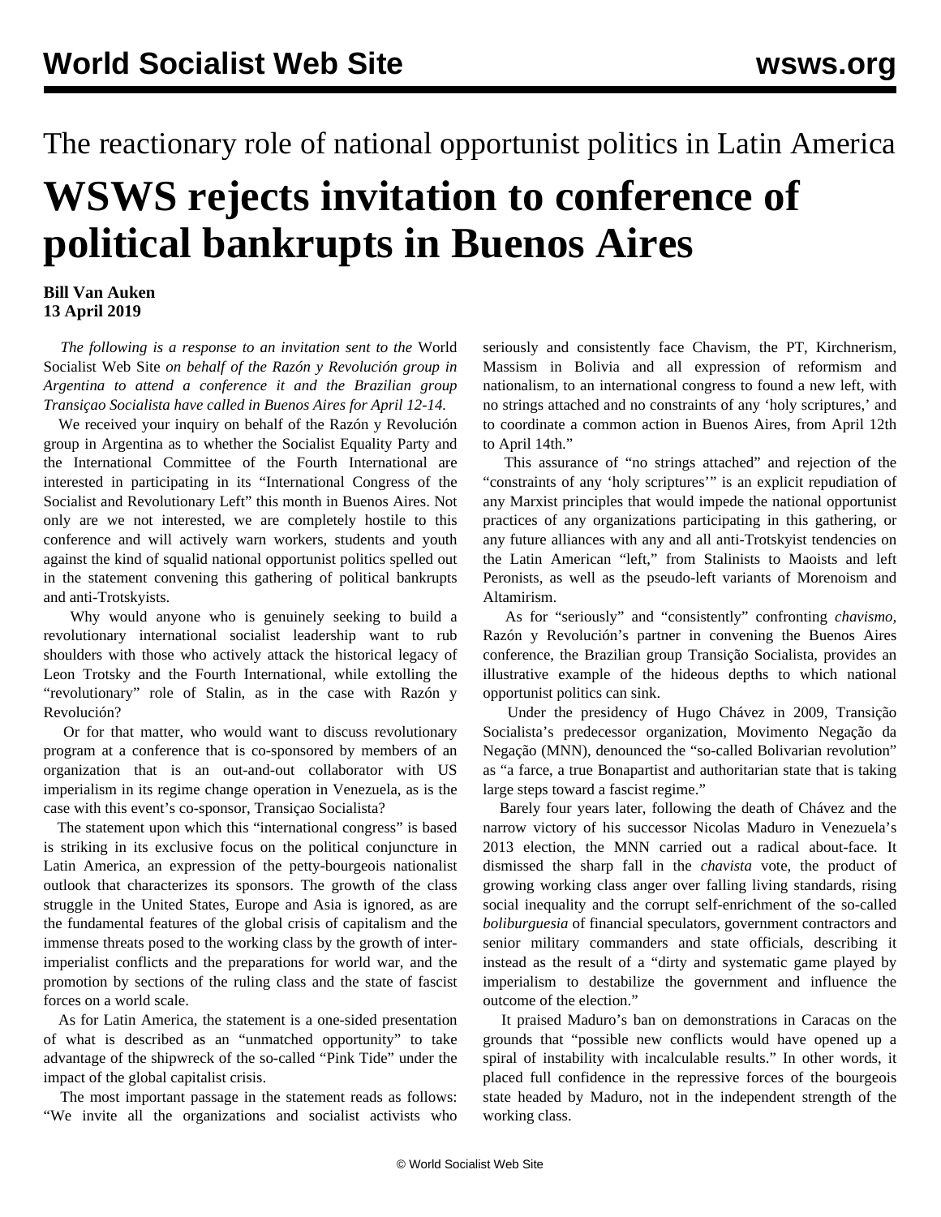The reactionary role of national opportunist politics in Latin America

# WSWS rejects invitation to conference of political bankrupts in Buenos Aires

**Bill Van Auken**
**13 April 2019**

*The following is a response to an invitation sent to the* World Socialist Web Site *on behalf of the Razón y Revolución group in Argentina to attend a conference it and the Brazilian group Transiçao Socialista have called in Buenos Aires for April 12-14.*

We received your inquiry on behalf of the Razón y Revolución group in Argentina as to whether the Socialist Equality Party and the International Committee of the Fourth International are interested in participating in its "International Congress of the Socialist and Revolutionary Left" this month in Buenos Aires. Not only are we not interested, we are completely hostile to this conference and will actively warn workers, students and youth against the kind of squalid national opportunist politics spelled out in the statement convening this gathering of political bankrupts and anti-Trotskyists.

Why would anyone who is genuinely seeking to build a revolutionary international socialist leadership want to rub shoulders with those who actively attack the historical legacy of Leon Trotsky and the Fourth International, while extolling the "revolutionary" role of Stalin, as in the case with Razón y Revolución?

Or for that matter, who would want to discuss revolutionary program at a conference that is co-sponsored by members of an organization that is an out-and-out collaborator with US imperialism in its regime change operation in Venezuela, as is the case with this event's co-sponsor, Transiçao Socialista?

The statement upon which this "international congress" is based is striking in its exclusive focus on the political conjuncture in Latin America, an expression of the petty-bourgeois nationalist outlook that characterizes its sponsors. The growth of the class struggle in the United States, Europe and Asia is ignored, as are the fundamental features of the global crisis of capitalism and the immense threats posed to the working class by the growth of inter-imperialist conflicts and the preparations for world war, and the promotion by sections of the ruling class and the state of fascist forces on a world scale.

As for Latin America, the statement is a one-sided presentation of what is described as an "unmatched opportunity" to take advantage of the shipwreck of the so-called "Pink Tide" under the impact of the global capitalist crisis.

The most important passage in the statement reads as follows: "We invite all the organizations and socialist activists who seriously and consistently face Chavism, the PT, Kirchnerism, Massism in Bolivia and all expression of reformism and nationalism, to an international congress to found a new left, with no strings attached and no constraints of any 'holy scriptures,' and to coordinate a common action in Buenos Aires, from April 12th to April 14th."

This assurance of "no strings attached" and rejection of the "constraints of any 'holy scriptures'" is an explicit repudiation of any Marxist principles that would impede the national opportunist practices of any organizations participating in this gathering, or any future alliances with any and all anti-Trotskyist tendencies on the Latin American "left," from Stalinists to Maoists and left Peronists, as well as the pseudo-left variants of Morenoism and Altamirism.

As for "seriously" and "consistently" confronting *chavismo,* Razón y Revolución's partner in convening the Buenos Aires conference, the Brazilian group Transição Socialista, provides an illustrative example of the hideous depths to which national opportunist politics can sink.

Under the presidency of Hugo Chávez in 2009, Transição Socialista's predecessor organization, Movimento Negação da Negação (MNN), denounced the "so-called Bolivarian revolution" as "a farce, a true Bonapartist and authoritarian state that is taking large steps toward a fascist regime."

Barely four years later, following the death of Chávez and the narrow victory of his successor Nicolas Maduro in Venezuela's 2013 election, the MNN carried out a radical about-face. It dismissed the sharp fall in the *chavista* vote, the product of growing working class anger over falling living standards, rising social inequality and the corrupt self-enrichment of the so-called *boliburguesia* of financial speculators, government contractors and senior military commanders and state officials, describing it instead as the result of a "dirty and systematic game played by imperialism to destabilize the government and influence the outcome of the election."

It praised Maduro's ban on demonstrations in Caracas on the grounds that "possible new conflicts would have opened up a spiral of instability with incalculable results." In other words, it placed full confidence in the repressive forces of the bourgeois state headed by Maduro, not in the independent strength of the working class.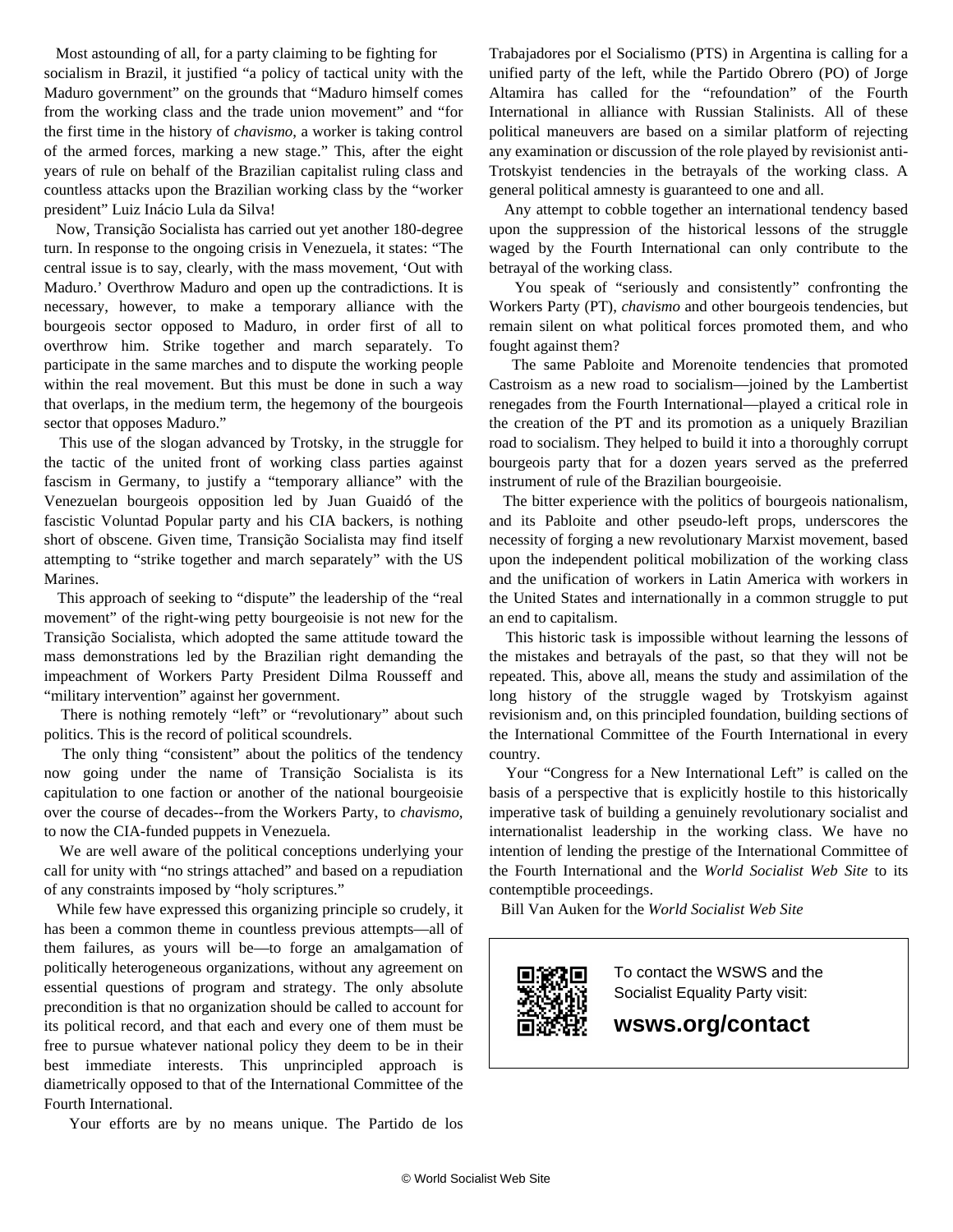Most astounding of all, for a party claiming to be fighting for socialism in Brazil, it justified "a policy of tactical unity with the Maduro government" on the grounds that "Maduro himself comes from the working class and the trade union movement" and "for the first time in the history of *chavismo*, a worker is taking control of the armed forces, marking a new stage." This, after the eight years of rule on behalf of the Brazilian capitalist ruling class and countless attacks upon the Brazilian working class by the "worker president" Luiz Inácio Lula da Silva!

Now, Transição Socialista has carried out yet another 180-degree turn. In response to the ongoing crisis in Venezuela, it states: "The central issue is to say, clearly, with the mass movement, 'Out with Maduro.' Overthrow Maduro and open up the contradictions. It is necessary, however, to make a temporary alliance with the bourgeois sector opposed to Maduro, in order first of all to overthrow him. Strike together and march separately. To participate in the same marches and to dispute the working people within the real movement. But this must be done in such a way that overlaps, in the medium term, the hegemony of the bourgeois sector that opposes Maduro."

This use of the slogan advanced by Trotsky, in the struggle for the tactic of the united front of working class parties against fascism in Germany, to justify a "temporary alliance" with the Venezuelan bourgeois opposition led by Juan Guaidó of the fascistic Voluntad Popular party and his CIA backers, is nothing short of obscene. Given time, Transição Socialista may find itself attempting to "strike together and march separately" with the US Marines.

This approach of seeking to "dispute" the leadership of the "real movement" of the right-wing petty bourgeoisie is not new for the Transição Socialista, which adopted the same attitude toward the mass demonstrations led by the Brazilian right demanding the impeachment of Workers Party President Dilma Rousseff and "military intervention" against her government.

There is nothing remotely "left" or "revolutionary" about such politics. This is the record of political scoundrels.

The only thing "consistent" about the politics of the tendency now going under the name of Transição Socialista is its capitulation to one faction or another of the national bourgeoisie over the course of decades--from the Workers Party, to *chavismo*, to now the CIA-funded puppets in Venezuela.

We are well aware of the political conceptions underlying your call for unity with "no strings attached" and based on a repudiation of any constraints imposed by "holy scriptures."

While few have expressed this organizing principle so crudely, it has been a common theme in countless previous attempts—all of them failures, as yours will be—to forge an amalgamation of politically heterogeneous organizations, without any agreement on essential questions of program and strategy. The only absolute precondition is that no organization should be called to account for its political record, and that each and every one of them must be free to pursue whatever national policy they deem to be in their best immediate interests. This unprincipled approach is diametrically opposed to that of the International Committee of the Fourth International.

Your efforts are by no means unique. The Partido de los Trabajadores por el Socialismo (PTS) in Argentina is calling for a unified party of the left, while the Partido Obrero (PO) of Jorge Altamira has called for the "refoundation" of the Fourth International in alliance with Russian Stalinists. All of these political maneuvers are based on a similar platform of rejecting any examination or discussion of the role played by revisionist anti-Trotskyist tendencies in the betrayals of the working class. A general political amnesty is guaranteed to one and all.

Any attempt to cobble together an international tendency based upon the suppression of the historical lessons of the struggle waged by the Fourth International can only contribute to the betrayal of the working class.

You speak of "seriously and consistently" confronting the Workers Party (PT), *chavismo* and other bourgeois tendencies, but remain silent on what political forces promoted them, and who fought against them?

The same Pabloite and Morenoite tendencies that promoted Castroism as a new road to socialism—joined by the Lambertist renegades from the Fourth International—played a critical role in the creation of the PT and its promotion as a uniquely Brazilian road to socialism. They helped to build it into a thoroughly corrupt bourgeois party that for a dozen years served as the preferred instrument of rule of the Brazilian bourgeoisie.

The bitter experience with the politics of bourgeois nationalism, and its Pabloite and other pseudo-left props, underscores the necessity of forging a new revolutionary Marxist movement, based upon the independent political mobilization of the working class and the unification of workers in Latin America with workers in the United States and internationally in a common struggle to put an end to capitalism.

This historic task is impossible without learning the lessons of the mistakes and betrayals of the past, so that they will not be repeated. This, above all, means the study and assimilation of the long history of the struggle waged by Trotskyism against revisionism and, on this principled foundation, building sections of the International Committee of the Fourth International in every country.

Your "Congress for a New International Left" is called on the basis of a perspective that is explicitly hostile to this historically imperative task of building a genuinely revolutionary socialist and internationalist leadership in the working class. We have no intention of lending the prestige of the International Committee of the Fourth International and the *World Socialist Web Site* to its contemptible proceedings.

Bill Van Auken for the *World Socialist Web Site*

To contact the WSWS and the Socialist Equality Party visit:

**wsws.org/contact**